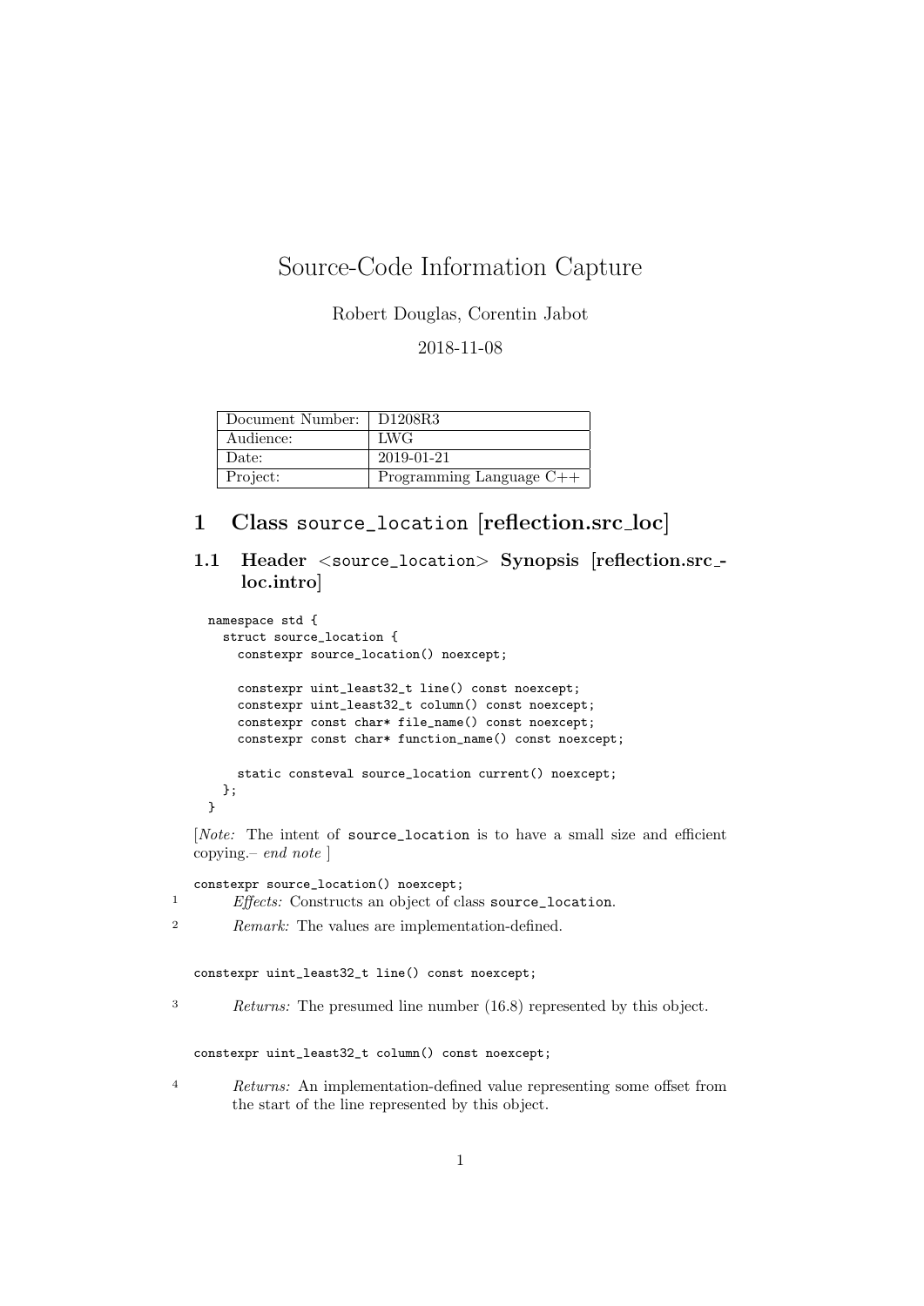# Source-Code Information Capture

Robert Douglas, Corentin Jabot

2018-11-08

| Document Number: | D1208R3 |
|---|---|
| Audience: | LWG |
| Date: | 2019-01-21 |
| Project: | Programming Language C++ |

## 1 Class `source_location` [reflection.src_loc]

### 1.1 Header <`source_location`> Synopsis [reflection.src_loc.intro]

```
namespace std {
  struct source_location {
    constexpr source_location() noexcept;

    constexpr uint_least32_t line() const noexcept;
    constexpr uint_least32_t column() const noexcept;
    constexpr const char* file_name() const noexcept;
    constexpr const char* function_name() const noexcept;

    static consteval source_location current() noexcept;
  };
}
```

[*Note:* The intent of `source_location` is to have a small size and efficient copying.– *end note* ]

```
constexpr source_location() noexcept;
```

1 *Effects:* Constructs an object of class `source_location`.

2 *Remark:* The values are implementation-defined.

```
constexpr uint_least32_t line() const noexcept;
```

3 *Returns:* The presumed line number (16.8) represented by this object.

```
constexpr uint_least32_t column() const noexcept;
```

4 *Returns:* An implementation-defined value representing some offset from the start of the line represented by this object.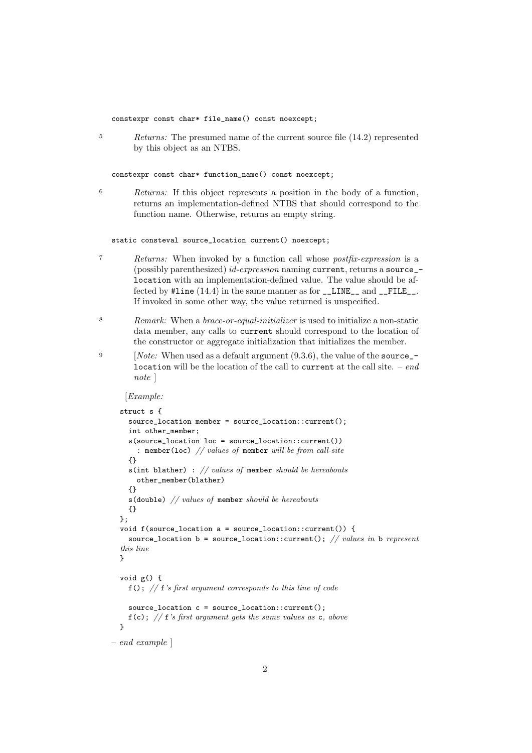```
constexpr const char* file_name() const noexcept;
```

5 *Returns:* The presumed name of the current source file (14.2) represented by this object as an NTBS.

```
constexpr const char* function_name() const noexcept;
```

6 *Returns:* If this object represents a position in the body of a function, returns an implementation-defined NTBS that should correspond to the function name. Otherwise, returns an empty string.

```
static consteval source_location current() noexcept;
```

7 *Returns:* When invoked by a function call whose *postfix-expression* is a (possibly parenthesized) *id-expression* naming `current`, returns a `source_location` with an implementation-defined value. The value should be affected by `#line` (14.4) in the same manner as for `__LINE__` and `__FILE__`. If invoked in some other way, the value returned is unspecified.

8 *Remark:* When a *brace-or-equal-initializer* is used to initialize a non-static data member, any calls to `current` should correspond to the location of the constructor or aggregate initialization that initializes the member.

9 [*Note:* When used as a default argument (9.3.6), the value of the `source_location` will be the location of the call to `current` at the call site. – *end note* ]

[*Example:*

```
struct s {
  source_location member = source_location::current();
  int other_member;
  s(source_location loc = source_location::current())
    : member(loc) // values of member will be from call-site
  {}
  s(int blather) : // values of member should be hereabouts
    other_member(blather)
  {}
  s(double) // values of member should be hereabouts
  {}
};
void f(source_location a = source_location::current()) {
  source_location b = source_location::current(); // values in b represent this line
}

void g() {
  f(); // f's first argument corresponds to this line of code

  source_location c = source_location::current();
  f(c); // f's first argument gets the same values as c, above
}
```

– *end example* ]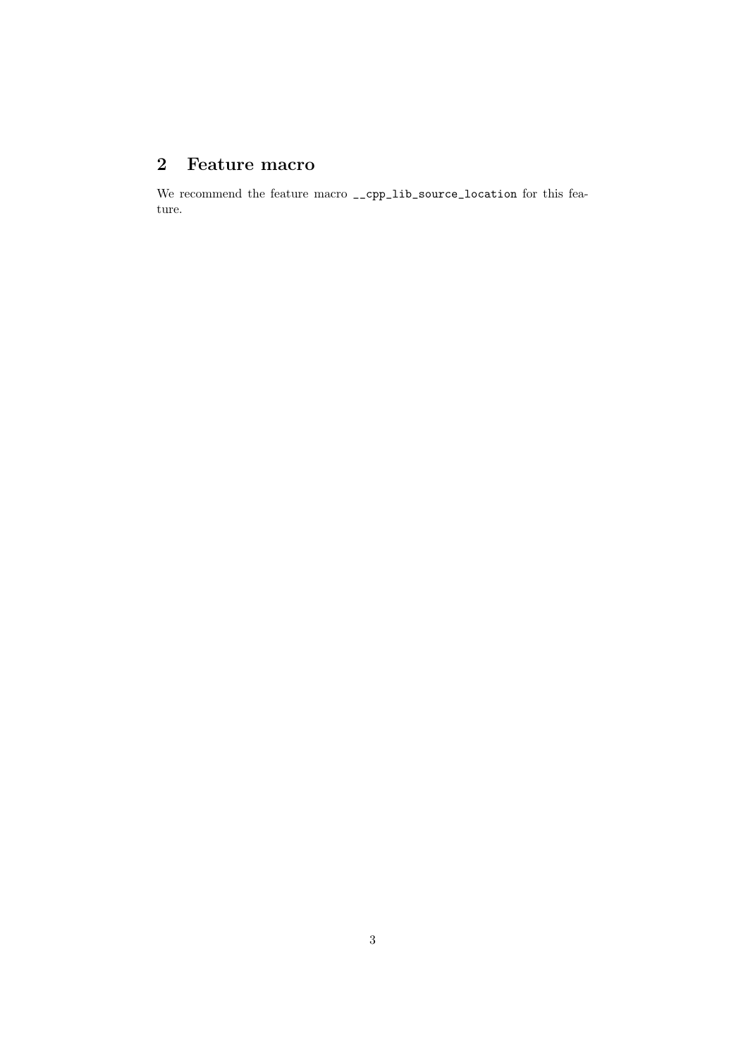## 2 Feature macro

We recommend the feature macro `__cpp_lib_source_location` for this feature.